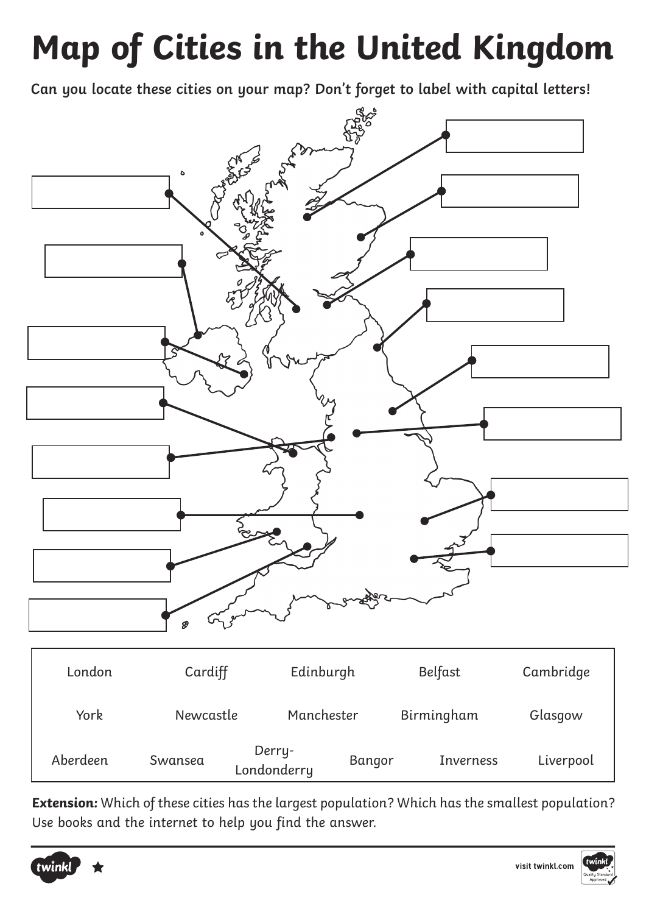# Map of Cities in the United Kingdom

**Can you locate these cities on your map? Don't forget to label with capital letters!**

| | | | | |
|---|---|---|---|---|
| London | Cardiff | Edinburgh | Belfast | Cambridge |
| York | Newcastle | Manchester | Birmingham | Glasgow |
| Aberdeen | Swansea | Derry-Londonderry | Bangor | Inverness | Liverpool |

**Extension:** *Which of these cities has the largest population? Which has the smallest population? Use books and the internet to help you find the answer.*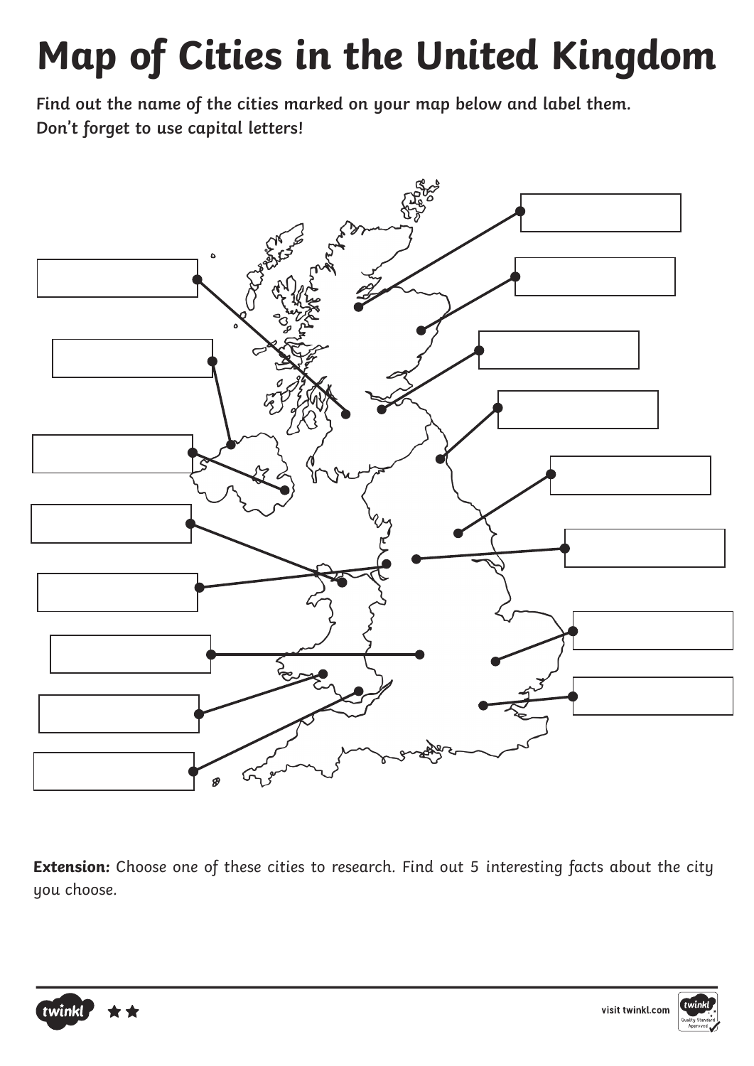# Map of Cities in the United Kingdom

**Find out the name of the cities marked on your map below and label them. Don't forget to use capital letters!**

**Extension:** Choose one of these cities to research. Find out 5 interesting facts about the city you choose.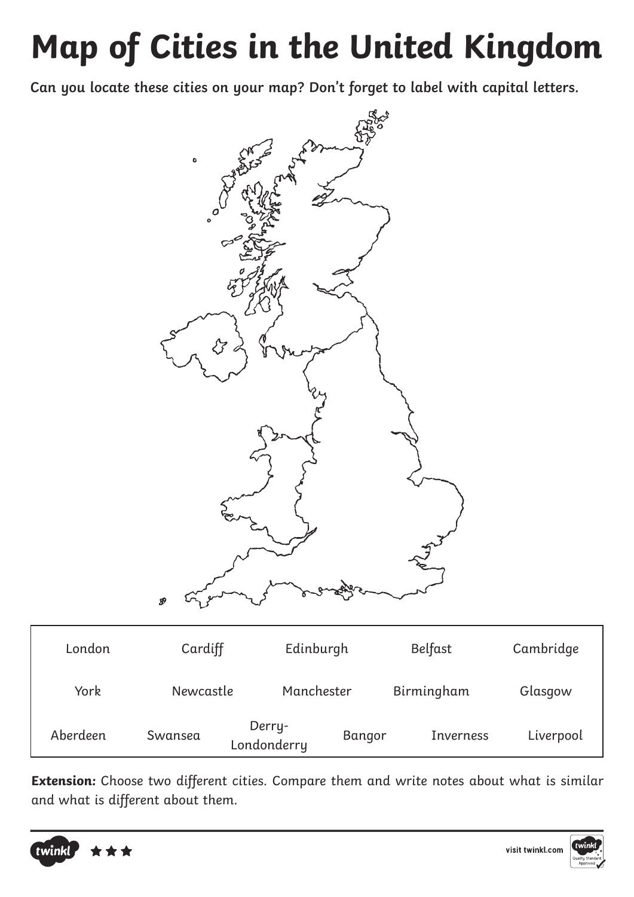# Map of Cities in the United Kingdom

**Can you locate these cities on your map? Don't forget to label with capital letters.**

| | | | | | |
|---|---|---|---|---|---|
| London | Cardiff | Edinburgh | Belfast | Cambridge | |
| York | Newcastle | Manchester | Birmingham | Glasgow | |
| Aberdeen | Swansea | Derry-Londonderry | Bangor | Inverness | Liverpool |

**Extension:** *Choose two different cities. Compare them and write notes about what is similar and what is different about them.*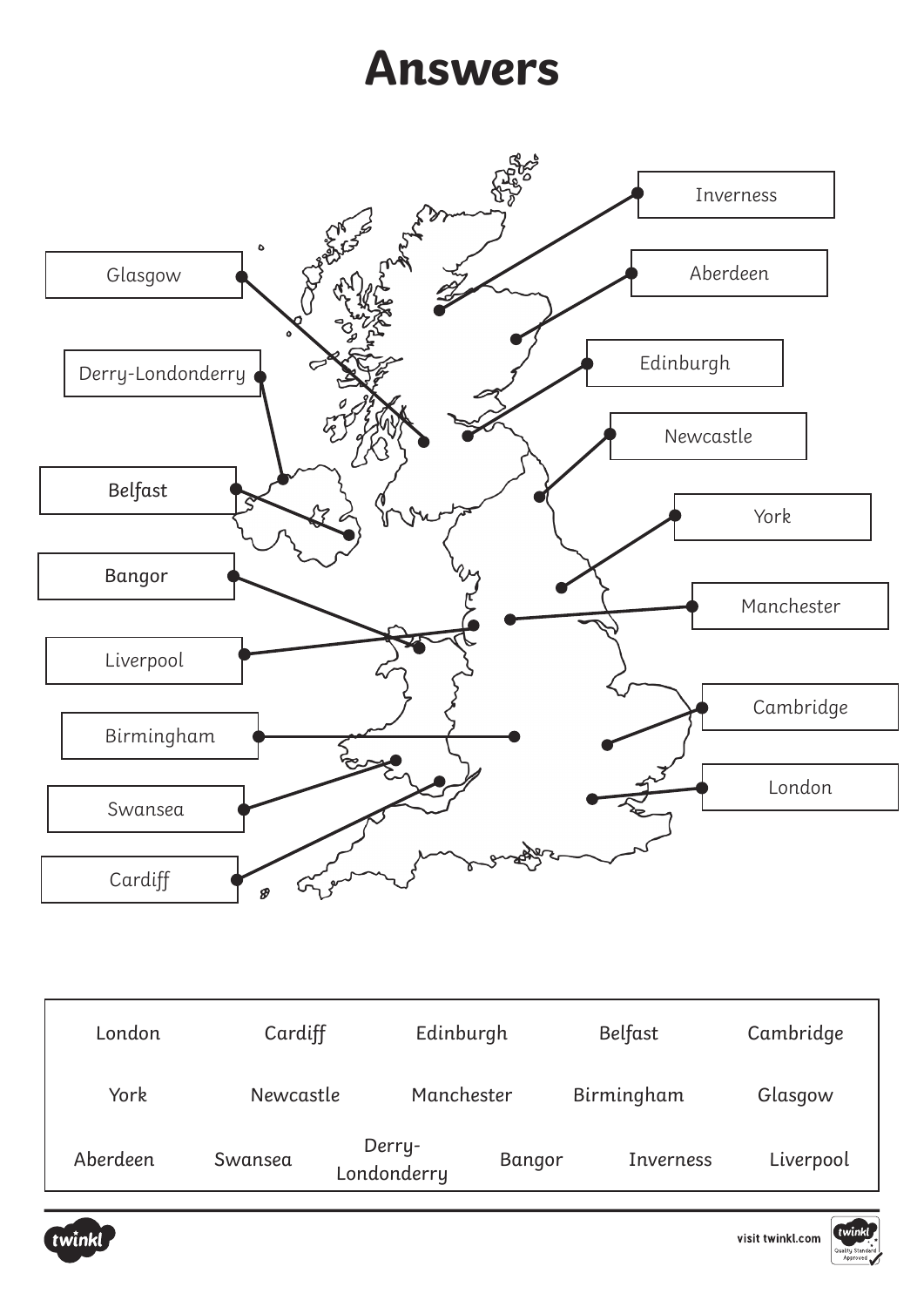# Answers

Inverness

Glasgow

Aberdeen

Derry-Londonderry

Edinburgh

Newcastle

Belfast

York

Bangor

Manchester

Liverpool

Cambridge

Birmingham

London

Swansea

Cardiff

| | | | | | |
|---|---|---|---|---|---|
| London | Cardiff | Edinburgh | Belfast | Cambridge | |
| York | Newcastle | Manchester | Birmingham | Glasgow | |
| Aberdeen | Swansea | Derry-Londonderry | Bangor | Inverness | Liverpool |